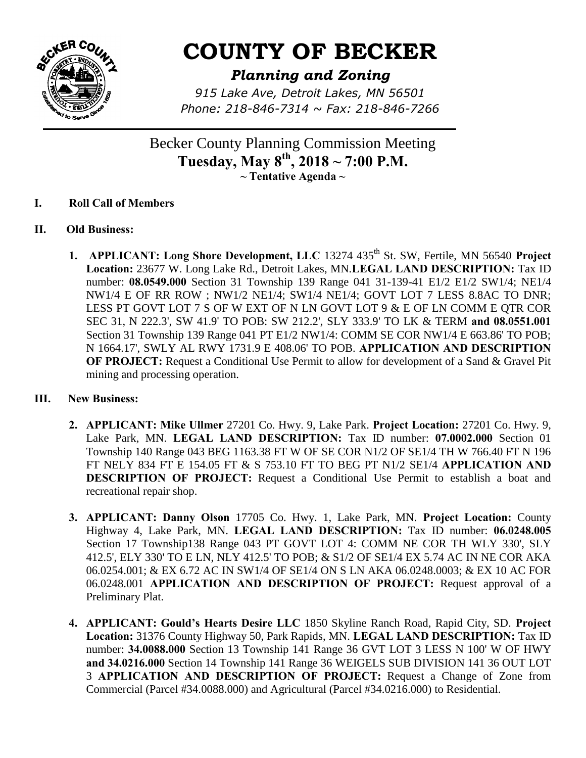# COUNTY OF BECKER

## *Planning and Zoning*

*915 Lake Ave, Detroit Lakes, MN 56501*
*Phone: 218-846-7314 ~ Fax: 218-846-7266*

Becker County Planning Commission Meeting
**Tuesday, May 8th, 2018 ~ 7:00 P.M.**
**~ Tentative Agenda ~**

**I. Roll Call of Members**

**II. Old Business:**

1. **APPLICANT: Long Shore Development, LLC** 13274 435th St. SW, Fertile, MN 56540 **Project Location:** 23677 W. Long Lake Rd., Detroit Lakes, MN.**LEGAL LAND DESCRIPTION:** Tax ID number: **08.0549.000** Section 31 Township 139 Range 041 31-139-41 E1/2 E1/2 SW1/4; NE1/4 NW1/4 E OF RR ROW ; NW1/2 NE1/4; SW1/4 NE1/4; GOVT LOT 7 LESS 8.8AC TO DNR; LESS PT GOVT LOT 7 S OF W EXT OF N LN GOVT LOT 9 & E OF LN COMM E QTR COR SEC 31, N 222.3', SW 41.9' TO POB: SW 212.2', SLY 333.9' TO LK & TERM **and 08.0551.001** Section 31 Township 139 Range 041 PT E1/2 NW1/4: COMM SE COR NW1/4 E 663.86' TO POB; N 1664.17', SWLY AL RWY 1731.9 E 408.06' TO POB. **APPLICATION AND DESCRIPTION OF PROJECT:** Request a Conditional Use Permit to allow for development of a Sand & Gravel Pit mining and processing operation.

**III. New Business:**

2. **APPLICANT: Mike Ullmer** 27201 Co. Hwy. 9, Lake Park. **Project Location:** 27201 Co. Hwy. 9, Lake Park, MN. **LEGAL LAND DESCRIPTION:** Tax ID number: **07.0002.000** Section 01 Township 140 Range 043 BEG 1163.38 FT W OF SE COR N1/2 OF SE1/4 TH W 766.40 FT N 196 FT NELY 834 FT E 154.05 FT & S 753.10 FT TO BEG PT N1/2 SE1/4 **APPLICATION AND DESCRIPTION OF PROJECT:** Request a Conditional Use Permit to establish a boat and recreational repair shop.

3. **APPLICANT: Danny Olson** 17705 Co. Hwy. 1, Lake Park, MN. **Project Location:** County Highway 4, Lake Park, MN. **LEGAL LAND DESCRIPTION:** Tax ID number: **06.0248.005** Section 17 Township138 Range 043 PT GOVT LOT 4: COMM NE COR TH WLY 330', SLY 412.5', ELY 330' TO E LN, NLY 412.5' TO POB; & S1/2 OF SE1/4 EX 5.74 AC IN NE COR AKA 06.0254.001; & EX 6.72 AC IN SW1/4 OF SE1/4 ON S LN AKA 06.0248.0003; & EX 10 AC FOR 06.0248.001 **APPLICATION AND DESCRIPTION OF PROJECT:** Request approval of a Preliminary Plat.

4. **APPLICANT: Gould's Hearts Desire LLC** 1850 Skyline Ranch Road, Rapid City, SD. **Project Location:** 31376 County Highway 50, Park Rapids, MN. **LEGAL LAND DESCRIPTION:** Tax ID number: **34.0088.000** Section 13 Township 141 Range 36 GVT LOT 3 LESS N 100' W OF HWY **and 34.0216.000** Section 14 Township 141 Range 36 WEIGELS SUB DIVISION 141 36 OUT LOT 3 **APPLICATION AND DESCRIPTION OF PROJECT:** Request a Change of Zone from Commercial (Parcel #34.0088.000) and Agricultural (Parcel #34.0216.000) to Residential.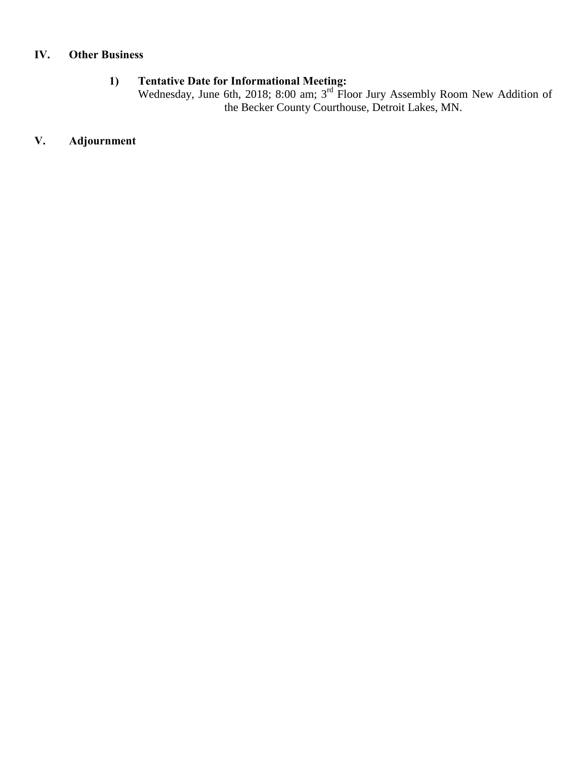## IV. Other Business

**1) Tentative Date for Informational Meeting:**
Wednesday, June 6th, 2018; 8:00 am; 3rd Floor Jury Assembly Room New Addition of the Becker County Courthouse, Detroit Lakes, MN.

## V. Adjournment